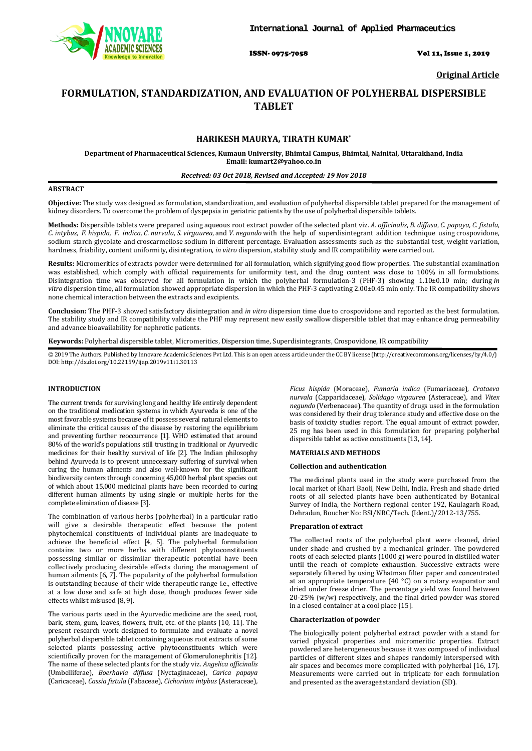Original Article

# FORMULATION, STANDARDIZATION, AND EVALUATION OF POLYHERBAL DISPERSIBLE TABLET

**HARIKESH MAURYA, TIRATH KUMAR***

**Department of Pharmaceutical Sciences, Kumaun University, Bhimtal Campus, Bhimtal, Nainital, Uttarakhand, India**
**Email: kumart2@yahoo.co.in**

*Received: 03 Oct 2018, Revised and Accepted: 19 Nov 2018*

## ABSTRACT

**Objective:** The study was designed as formulation, standardization, and evaluation of polyherbal dispersible tablet prepared for the management of kidney disorders. To overcome the problem of dyspepsia in geriatric patients by the use of polyherbal dispersible tablets.

**Methods:** Dispersible tablets were prepared using aqueous root extract powder of the selected plant viz. *A. officinalis*, *B. diffusa*, *C. papaya*, *C. fistula, C. intybus, F. hispida, F. indica, C. nurvala, S. virgaurea,* and *V. negundo* with the help of superdisintegrant addition technique using crospovidone, sodium starch glycolate and croscarmellose sodium in different percentage. Evaluation assessments such as the substantial test, weight variation, hardness, friability, content uniformity, disintegration, *in vitro* dispersion, stability study and IR compatibility were carried out.

**Results:** Micromeritics of extracts powder were determined for all formulation, which signifying good flow properties. The substantial examination was established, which comply with official requirements for uniformity test, and the drug content was close to 100% in all formulations. Disintegration time was observed for all formulation in which the polyherbal formulation-3 (PHF-3) showing 1.10±0.10 min; during *in vitro* dispersion time, all formulation showed appropriate dispersion in which the PHF-3 captivating 2.00±0.45 min only. The IR compatibility shows none chemical interaction between the extracts and excipients.

**Conclusion:** The PHF-3 showed satisfactory disintegration and *in vitro* dispersion time due to crospovidone and reported as the best formulation. The stability study and IR compatibility validate the PHF may represent new easily swallow dispersible tablet that may enhance drug permeability and advance bioavailability for nephrotic patients.

**Keywords:** Polyherbal dispersible tablet, Micromeritics, Dispersion time, Superdisintegrants, Crospovidone, IR compatibility

© 2019 The Authors. Published by Innovare Academic Sciences Pvt Ltd. This is an open access article under the CC BY license (http://creativecommons.org/licenses/by/4.0/)
DOI: http://dx.doi.org/10.22159/ijap.2019v11i1.30113

## INTRODUCTION

The current trends for surviving long and healthy life entirely dependent on the traditional medication systems in which Ayurveda is one of the most favorable systems because of it possess several natural elements to eliminate the critical causes of the disease by restoring the equilibrium and preventing further reoccurrence [1]. WHO estimated that around 80% of the world's populations still trusting in traditional or Ayurvedic medicines for their healthy survival of life [2]. The Indian philosophy behind Ayurveda is to prevent unnecessary suffering of survival when curing the human ailments and also well-known for the significant biodiversity centers through concerning 45,000 herbal plant species out of which about 15,000 medicinal plants have been recorded to curing different human ailments by using single or multiple herbs for the complete elimination of disease [3].

The combination of various herbs (polyherbal) in a particular ratio will give a desirable therapeutic effect because the potent phytochemical constituents of individual plants are inadequate to achieve the beneficial effect [4, 5]. The polyherbal formulation contains two or more herbs with different phytoconstituents possessing similar or dissimilar therapeutic potential have been collectively producing desirable effects during the management of human ailments [6, 7]. The popularity of the polyherbal formulation is outstanding because of their wide therapeutic range i.e., effective at a low dose and safe at high dose, though produces fewer side effects whilst misused [8, 9].

The various parts used in the Ayurvedic medicine are the seed, root, bark, stem, gum, leaves, flowers, fruit, etc. of the plants [10, 11]. The present research work designed to formulate and evaluate a novel polyherbal dispersible tablet containing aqueous root extracts of some selected plants possessing active phytoconstituents which were scientifically proven for the management of Glomerulonephritis [12]. The name of these selected plants for the study viz. *Angelica officinalis* (Umbelliferae), *Boerhavia diffusa* (Nyctaginaceae), *Carica papaya* (Caricaceae), *Cassia fistula* (Fabaceae), *Cichorium intybus* (Asteraceae), *Ficus hispida* (Moraceae), *Fumaria indica* (Fumariaceae), *Crataeva nurvala* (Capparidaceae), *Solidago virgaurea* (Asteraceae), and *Vitex negundo* (Verbenaceae). The quantity of drugs used in the formulation was considered by their drug tolerance study and effective dose on the basis of toxicity studies report. The equal amount of extract powder, 25 mg has been used in this formulation for preparing polyherbal dispersible tablet as active constituents [13, 14].

## MATERIALS AND METHODS

### Collection and authentication

The medicinal plants used in the study were purchased from the local market of Khari Baoli, New Delhi, India. Fresh and shade dried roots of all selected plants have been authenticated by Botanical Survey of India, the Northern regional center 192, Kaulagarh Road, Dehradun, Boucher No: BSI/NRC/Tech. (Ident.)/2012-13/755.

### Preparation of extract

The collected roots of the polyherbal plant were cleaned, dried under shade and crushed by a mechanical grinder. The powdered roots of each selected plants (1000 g) were poured in distilled water until the reach of complete exhaustion. Successive extracts were separately filtered by using Whatman filter paper and concentrated at an appropriate temperature (40 °C) on a rotary evaporator and dried under freeze drier. The percentage yield was found between 20-25% (w/w) respectively, and the final dried powder was stored in a closed container at a cool place [15].

### Characterization of powder

The biologically potent polyherbal extract powder with a stand for varied physical properties and micromeritic properties. Extract powdered are heterogeneous because it was composed of individual particles of different sizes and shapes randomly interspersed with air spaces and becomes more complicated with polyherbal [16, 17]. Measurements were carried out in triplicate for each formulation and presented as the average±standard deviation (SD).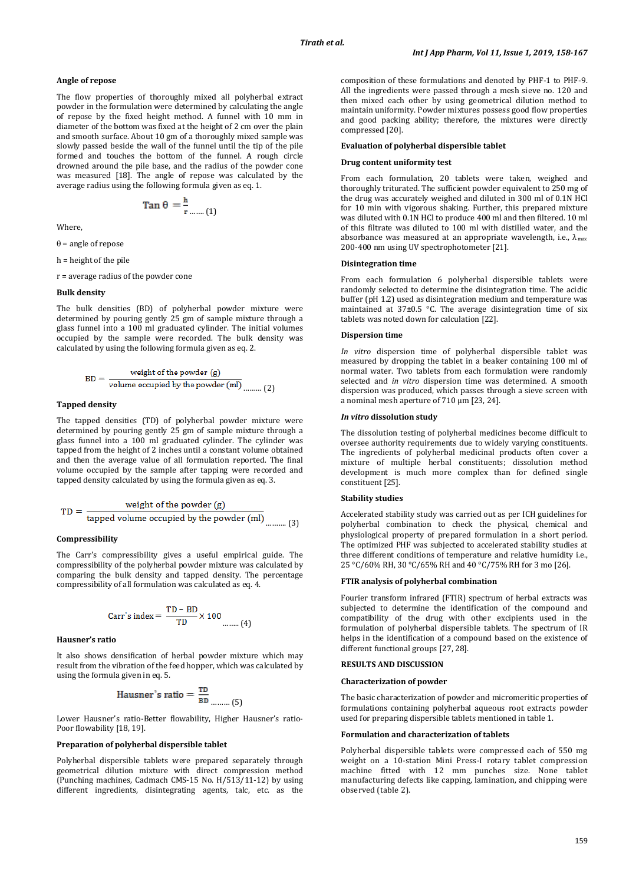### Angle of repose

The flow properties of thoroughly mixed all polyherbal extract powder in the formulation were determined by calculating the angle of repose by the fixed height method. A funnel with 10 mm in diameter of the bottom was fixed at the height of 2 cm over the plain and smooth surface. About 10 gm of a thoroughly mixed sample was slowly passed beside the wall of the funnel until the tip of the pile formed and touches the bottom of the funnel. A rough circle drowned around the pile base, and the radius of the powder cone was measured [18]. The angle of repose was calculated by the average radius using the following formula given as eq. 1.

$$\tan \theta = \frac{h}{r} \quad \text{....... (1)}$$

Where,

$\theta$ = angle of repose

h = height of the pile

r = average radius of the powder cone

### Bulk density

The bulk densities (BD) of polyherbal powder mixture were determined by pouring gently 25 gm of sample mixture through a glass funnel into a 100 ml graduated cylinder. The initial volumes occupied by the sample were recorded. The bulk density was calculated by using the following formula given as eq. 2.

$$BD = \frac{\text{weight of the powder (g)}}{\text{volume occupied by the powder (ml)}} \quad \text{........ (2)}$$

### Tapped density

The tapped densities (TD) of polyherbal powder mixture were determined by pouring gently 25 gm of sample mixture through a glass funnel into a 100 ml graduated cylinder. The cylinder was tapped from the height of 2 inches until a constant volume obtained and then the average value of all formulation reported. The final volume occupied by the sample after tapping were recorded and tapped density calculated by using the formula given as eq. 3.

$$TD = \frac{\text{weight of the powder (g)}}{\text{tapped volume occupied by the powder (ml)}} \quad \text{......... (3)}$$

### Compressibility

The Carr's compressibility gives a useful empirical guide. The compressibility of the polyherbal powder mixture was calculated by comparing the bulk density and tapped density. The percentage compressibility of all formulation was calculated as eq. 4.

$$\text{Carr's index} = \frac{TD - BD}{TD} \times 100 \quad \text{....... (4)}$$

### Hausner's ratio

It also shows densification of herbal powder mixture which may result from the vibration of the feed hopper, which was calculated by using the formula given in eq. 5.

$$\text{Hausner's ratio} = \frac{TD}{BD} \quad \text{........ (5)}$$

Lower Hausner's ratio-Better flowability, Higher Hausner's ratio-Poor flowability [18, 19].

### Preparation of polyherbal dispersible tablet

Polyherbal dispersible tablets were prepared separately through geometrical dilution mixture with direct compression method (Punching machines, Cadmach CMS-15 No. H/513/11-12) by using different ingredients, disintegrating agents, talc, etc. as the composition of these formulations and denoted by PHF-1 to PHF-9. All the ingredients were passed through a mesh sieve no. 120 and then mixed each other by using geometrical dilution method to maintain uniformity. Powder mixtures possess good flow properties and good packing ability; therefore, the mixtures were directly compressed [20].

### Evaluation of polyherbal dispersible tablet

### Drug content uniformity test

From each formulation, 20 tablets were taken, weighed and thoroughly triturated. The sufficient powder equivalent to 250 mg of the drug was accurately weighed and diluted in 300 ml of 0.1N HCl for 10 min with vigorous shaking. Further, this prepared mixture was diluted with 0.1N HCl to produce 400 ml and then filtered. 10 ml of this filtrate was diluted to 100 ml with distilled water, and the absorbance was measured at an appropriate wavelength, i.e., $\lambda_{max}$ 200-400 nm using UV spectrophotometer [21].

### Disintegration time

From each formulation 6 polyherbal dispersible tablets were randomly selected to determine the disintegration time. The acidic buffer (pH 1.2) used as disintegration medium and temperature was maintained at 37±0.5 °C. The average disintegration time of six tablets was noted down for calculation [22].

### Dispersion time

*In vitro* dispersion time of polyherbal dispersible tablet was measured by dropping the tablet in a beaker containing 100 ml of normal water. Two tablets from each formulation were randomly selected and *in vitro* dispersion time was determined. A smooth dispersion was produced, which passes through a sieve screen with a nominal mesh aperture of 710 µm [23, 24].

### *In vitro* dissolution study

The dissolution testing of polyherbal medicines become difficult to oversee authority requirements due to widely varying constituents. The ingredients of polyherbal medicinal products often cover a mixture of multiple herbal constituents; dissolution method development is much more complex than for defined single constituent [25].

### Stability studies

Accelerated stability study was carried out as per ICH guidelines for polyherbal combination to check the physical, chemical and physiological property of prepared formulation in a short period. The optimized PHF was subjected to accelerated stability studies at three different conditions of temperature and relative humidity i.e., 25 °C/60% RH, 30 °C/65% RH and 40 °C/75% RH for 3 mo [26].

### FTIR analysis of polyherbal combination

Fourier transform infrared (FTIR) spectrum of herbal extracts was subjected to determine the identification of the compound and compatibility of the drug with other excipients used in the formulation of polyherbal dispersible tablets. The spectrum of IR helps in the identification of a compound based on the existence of different functional groups [27, 28].

## RESULTS AND DISCUSSION

### Characterization of powder

The basic characterization of powder and micromeritic properties of formulations containing polyherbal aqueous root extracts powder used for preparing dispersible tablets mentioned in table 1.

### Formulation and characterization of tablets

Polyherbal dispersible tablets were compressed each of 550 mg weight on a 10-station Mini Press-I rotary tablet compression machine fitted with 12 mm punches size. None tablet manufacturing defects like capping, lamination, and chipping were observed (table 2).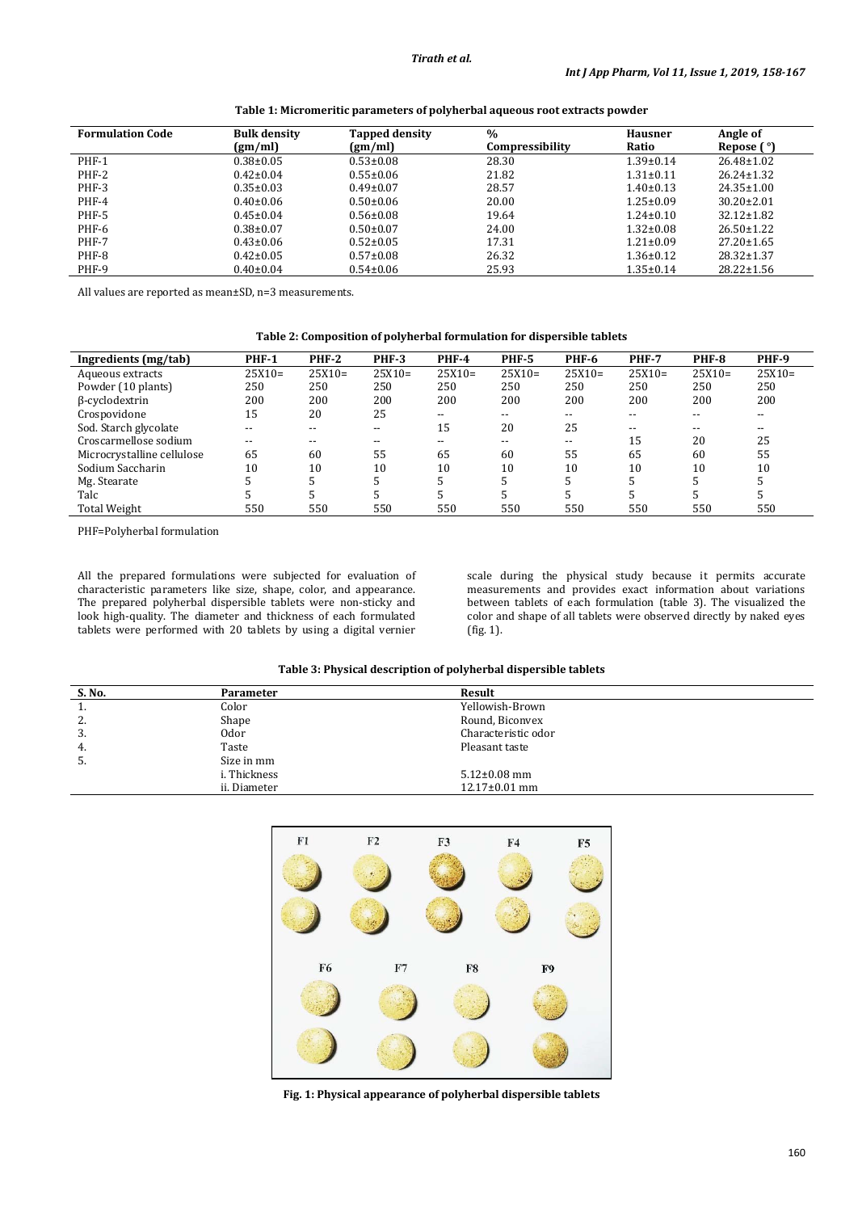**Table 1: Micromeritic parameters of polyherbal aqueous root extracts powder**

| Formulation Code | Bulk density (gm/ml) | Tapped density (gm/ml) | % Compressibility | Hausner Ratio | Angle of Repose (°) |
|---|---|---|---|---|---|
| PHF-1 | 0.38±0.05 | 0.53±0.08 | 28.30 | 1.39±0.14 | 26.48±1.02 |
| PHF-2 | 0.42±0.04 | 0.55±0.06 | 21.82 | 1.31±0.11 | 26.24±1.32 |
| PHF-3 | 0.35±0.03 | 0.49±0.07 | 28.57 | 1.40±0.13 | 24.35±1.00 |
| PHF-4 | 0.40±0.06 | 0.50±0.06 | 20.00 | 1.25±0.09 | 30.20±2.01 |
| PHF-5 | 0.45±0.04 | 0.56±0.08 | 19.64 | 1.24±0.10 | 32.12±1.82 |
| PHF-6 | 0.38±0.07 | 0.50±0.07 | 24.00 | 1.32±0.08 | 26.50±1.22 |
| PHF-7 | 0.43±0.06 | 0.52±0.05 | 17.31 | 1.21±0.09 | 27.20±1.65 |
| PHF-8 | 0.42±0.05 | 0.57±0.08 | 26.32 | 1.36±0.12 | 28.32±1.37 |
| PHF-9 | 0.40±0.04 | 0.54±0.06 | 25.93 | 1.35±0.14 | 28.22±1.56 |

All values are reported as mean±SD, n=3 measurements.

**Table 2: Composition of polyherbal formulation for dispersible tablets**

| Ingredients (mg/tab) | PHF-1 | PHF-2 | PHF-3 | PHF-4 | PHF-5 | PHF-6 | PHF-7 | PHF-8 | PHF-9 |
|---|---|---|---|---|---|---|---|---|---|
| Aqueous extracts | 25X10= | 25X10= | 25X10= | 25X10= | 25X10= | 25X10= | 25X10= | 25X10= | 25X10= |
| Powder (10 plants) | 250 | 250 | 250 | 250 | 250 | 250 | 250 | 250 | 250 |
| β-cyclodextrin | 200 | 200 | 200 | 200 | 200 | 200 | 200 | 200 | 200 |
| Crospovidone | 15 | 20 | 25 | -- | -- | -- | -- | -- | -- |
| Sod. Starch glycolate | -- | -- | -- | 15 | 20 | 25 | -- | -- | -- |
| Croscarmellose sodium | -- | -- | -- | -- | -- | -- | 15 | 20 | 25 |
| Microcrystalline cellulose | 65 | 60 | 55 | 65 | 60 | 55 | 65 | 60 | 55 |
| Sodium Saccharin | 10 | 10 | 10 | 10 | 10 | 10 | 10 | 10 | 10 |
| Mg. Stearate | 5 | 5 | 5 | 5 | 5 | 5 | 5 | 5 | 5 |
| Talc | 5 | 5 | 5 | 5 | 5 | 5 | 5 | 5 | 5 |
| Total Weight | 550 | 550 | 550 | 550 | 550 | 550 | 550 | 550 | 550 |

PHF=Polyherbal formulation

All the prepared formulations were subjected for evaluation of characteristic parameters like size, shape, color, and appearance. The prepared polyherbal dispersible tablets were non-sticky and look high-quality. The diameter and thickness of each formulated tablets were performed with 20 tablets by using a digital vernier scale during the physical study because it permits accurate measurements and provides exact information about variations between tablets of each formulation (table 3). The visualized the color and shape of all tablets were observed directly by naked eyes (fig. 1).

**Table 3: Physical description of polyherbal dispersible tablets**

| S. No. | Parameter | Result |
|---|---|---|
| 1. | Color | Yellowish-Brown |
| 2. | Shape | Round, Biconvex |
| 3. | Odor | Characteristic odor |
| 4. | Taste | Pleasant taste |
| 5. | Size in mm | |
| | i. Thickness | 5.12±0.08 mm |
| | ii. Diameter | 12.17±0.01 mm |

**Fig. 1: Physical appearance of polyherbal dispersible tablets**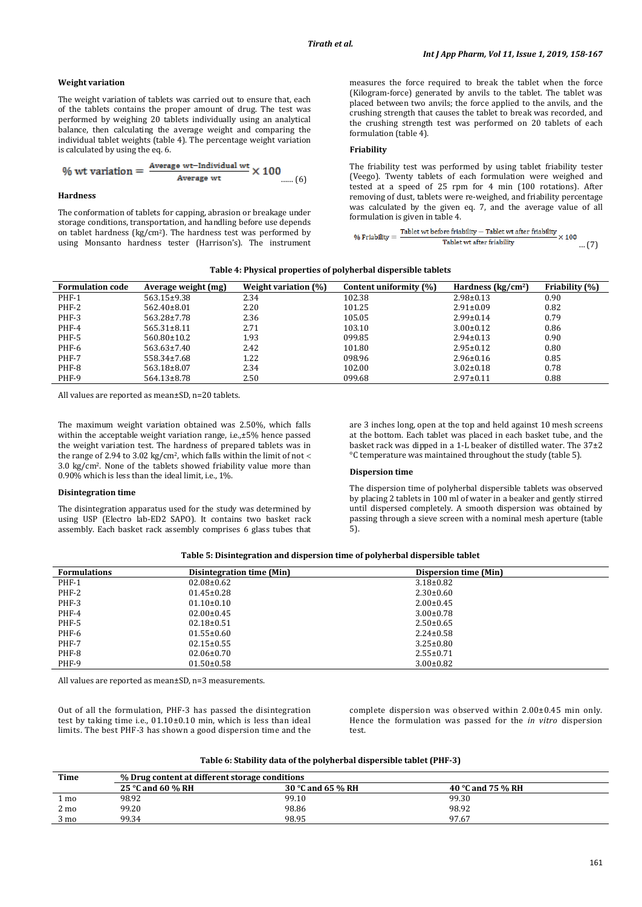### Weight variation

The weight variation of tablets was carried out to ensure that, each of the tablets contains the proper amount of drug. The test was performed by weighing 20 tablets individually using an analytical balance, then calculating the average weight and comparing the individual tablet weights (table 4). The percentage weight variation is calculated by using the eq. 6.

$$\% \text{ wt variation} = \frac{\text{Average wt} - \text{Individual wt}}{\text{Average wt}} \times 100 \quad \text{...... (6)}$$

### Hardness

The conformation of tablets for capping, abrasion or breakage under storage conditions, transportation, and handling before use depends on tablet hardness (kg/cm$^2$). The hardness test was performed by using Monsanto hardness tester (Harrison's). The instrument measures the force required to break the tablet when the force (Kilogram-force) generated by anvils to the tablet. The tablet was placed between two anvils; the force applied to the anvils, and the crushing strength that causes the tablet to break was recorded, and the crushing strength test was performed on 20 tablets of each formulation (table 4).

### Friability

The friability test was performed by using tablet friability tester (Veego). Twenty tablets of each formulation were weighed and tested at a speed of 25 rpm for 4 min (100 rotations). After removing of dust, tablets were re-weighed, and friability percentage was calculated by the given eq. 7, and the average value of all formulation is given in table 4.

$$\% \text{ Friability} = \frac{\text{Tablet wt before friability} - \text{Tablet wt after friability}}{\text{Tablet wt after friability}} \times 100 \quad \text{... (7)}$$

**Table 4: Physical properties of polyherbal dispersible tablets**

| Formulation code | Average weight (mg) | Weight variation (%) | Content uniformity (%) | Hardness (kg/cm$^2$) | Friability (%) |
|---|---|---|---|---|---|
| PHF-1 | 563.15±9.38 | 2.34 | 102.38 | 2.98±0.13 | 0.90 |
| PHF-2 | 562.40±8.01 | 2.20 | 101.25 | 2.91±0.09 | 0.82 |
| PHF-3 | 563.28±7.78 | 2.36 | 105.05 | 2.99±0.14 | 0.79 |
| PHF-4 | 565.31±8.11 | 2.71 | 103.10 | 3.00±0.12 | 0.86 |
| PHF-5 | 560.80±10.2 | 1.93 | 099.85 | 2.94±0.13 | 0.90 |
| PHF-6 | 563.63±7.40 | 2.42 | 101.80 | 2.95±0.12 | 0.80 |
| PHF-7 | 558.34±7.68 | 1.22 | 098.96 | 2.96±0.16 | 0.85 |
| PHF-8 | 563.18±8.07 | 2.34 | 102.00 | 3.02±0.18 | 0.78 |
| PHF-9 | 564.13±8.78 | 2.50 | 099.68 | 2.97±0.11 | 0.88 |

All values are reported as mean±SD, n=20 tablets.

The maximum weight variation obtained was 2.50%, which falls within the acceptable weight variation range, i.e.,±5% hence passed the weight variation test. The hardness of prepared tablets was in the range of 2.94 to 3.02 kg/cm$^2$, which falls within the limit of not < 3.0 kg/cm$^2$. None of the tablets showed friability value more than 0.90% which is less than the ideal limit, i.e., 1%.

### Disintegration time

The disintegration apparatus used for the study was determined by using USP (Electro lab-ED2 SAPO). It contains two basket rack assembly. Each basket rack assembly comprises 6 glass tubes that are 3 inches long, open at the top and held against 10 mesh screens at the bottom. Each tablet was placed in each basket tube, and the basket rack was dipped in a 1-L beaker of distilled water. The 37±2 °C temperature was maintained throughout the study (table 5).

### Dispersion time

The dispersion time of polyherbal dispersible tablets was observed by placing 2 tablets in 100 ml of water in a beaker and gently stirred until dispersed completely. A smooth dispersion was obtained by passing through a sieve screen with a nominal mesh aperture (table 5).

**Table 5: Disintegration and dispersion time of polyherbal dispersible tablet**

| Formulations | Disintegration time (Min) | Dispersion time (Min) |
|---|---|---|
| PHF-1 | 02.08±0.62 | 3.18±0.82 |
| PHF-2 | 01.45±0.28 | 2.30±0.60 |
| PHF-3 | 01.10±0.10 | 2.00±0.45 |
| PHF-4 | 02.00±0.45 | 3.00±0.78 |
| PHF-5 | 02.18±0.51 | 2.50±0.65 |
| PHF-6 | 01.55±0.60 | 2.24±0.58 |
| PHF-7 | 02.15±0.55 | 3.25±0.80 |
| PHF-8 | 02.06±0.70 | 2.55±0.71 |
| PHF-9 | 01.50±0.58 | 3.00±0.82 |

All values are reported as mean±SD, n=3 measurements.

Out of all the formulation, PHF-3 has passed the disintegration test by taking time i.e., 01.10±0.10 min, which is less than ideal limits. The best PHF-3 has shown a good dispersion time and the complete dispersion was observed within 2.00±0.45 min only. Hence the formulation was passed for the *in vitro* dispersion test.

**Table 6: Stability data of the polyherbal dispersible tablet (PHF-3)**

| Time | % Drug content at different storage conditions | | |
|---|---|---|---|
| | 25 °C and 60 % RH | 30 °C and 65 % RH | 40 °C and 75 % RH |
| 1 mo | 98.92 | 99.10 | 99.30 |
| 2 mo | 99.20 | 98.86 | 98.92 |
| 3 mo | 99.34 | 98.95 | 97.67 |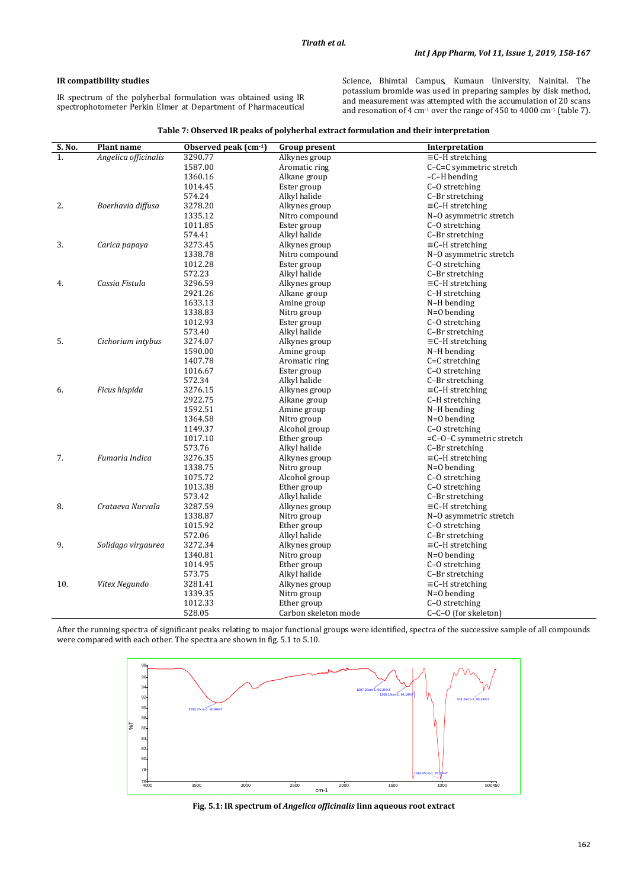### IR compatibility studies

IR spectrum of the polyherbal formulation was obtained using IR spectrophotometer Perkin Elmer at Department of Pharmaceutical Science, Bhimtal Campus, Kumaun University, Nainital. The potassium bromide was used in preparing samples by disk method, and measurement was attempted with the accumulation of 20 scans and resonation of 4 $cm^{-1}$ over the range of 450 to 4000 $cm^{-1}$ (table 7).

**Table 7: Observed IR peaks of polyherbal extract formulation and their interpretation**

| S. No. | Plant name | Observed peak ($cm^{-1}$) | Group present | Interpretation |
|---|---|---|---|---|
| 1. | *Angelica officinalis* | 3290.77 | Alkynes group | ≡C–H stretching |
| | | 1587.00 | Aromatic ring | C–C=C symmetric stretch |
| | | 1360.16 | Alkane group | –C–H bending |
| | | 1014.45 | Ester group | C–O stretching |
| | | 574.24 | Alkyl halide | C–Br stretching |
| 2. | *Boerhavia diffusa* | 3278.20 | Alkynes group | ≡C–H stretching |
| | | 1335.12 | Nitro compound | N–O asymmetric stretch |
| | | 1011.85 | Ester group | C–O stretching |
| | | 574.41 | Alkyl halide | C–Br stretching |
| 3. | *Carica papaya* | 3273.45 | Alkynes group | ≡C–H stretching |
| | | 1338.78 | Nitro compound | N–O asymmetric stretch |
| | | 1012.28 | Ester group | C–O stretching |
| | | 572.23 | Alkyl halide | C–Br stretching |
| 4. | *Cassia Fistula* | 3296.59 | Alkynes group | ≡C–H stretching |
| | | 2921.26 | Alkane group | C–H stretching |
| | | 1633.13 | Amine group | N–H bending |
| | | 1338.83 | Nitro group | N=O bending |
| | | 1012.93 | Ester group | C–O stretching |
| | | 573.40 | Alkyl halide | C–Br stretching |
| 5. | *Cichorium intybus* | 3274.07 | Alkynes group | ≡C–H stretching |
| | | 1590.00 | Amine group | N–H bending |
| | | 1407.78 | Aromatic ring | C=C stretching |
| | | 1016.67 | Ester group | C–O stretching |
| | | 572.34 | Alkyl halide | C–Br stretching |
| 6. | *Ficus hispida* | 3276.15 | Alkynes group | ≡C–H stretching |
| | | 2922.75 | Alkane group | C–H stretching |
| | | 1592.51 | Amine group | N–H bending |
| | | 1364.58 | Nitro group | N=O bending |
| | | 1149.37 | Alcohol group | C–O stretching |
| | | 1017.10 | Ether group | =C–O–C symmetric stretch |
| | | 573.76 | Alkyl halide | C–Br stretching |
| 7. | *Fumaria Indica* | 3276.35 | Alkynes group | ≡C–H stretching |
| | | 1338.75 | Nitro group | N=O bending |
| | | 1075.72 | Alcohol group | C–O stretching |
| | | 1013.38 | Ether group | C–O stretching |
| | | 573.42 | Alkyl halide | C–Br stretching |
| 8. | *Crataeva Nurvala* | 3287.59 | Alkynes group | ≡C–H stretching |
| | | 1338.87 | Nitro group | N–O asymmetric stretch |
| | | 1015.92 | Ether group | C–O stretching |
| | | 572.06 | Alkyl halide | C–Br stretching |
| 9. | *Solidago virgaurea* | 3272.34 | Alkynes group | ≡C–H stretching |
| | | 1340.81 | Nitro group | N=O bending |
| | | 1014.95 | Ether group | C–O stretching |
| | | 573.75 | Alkyl halide | C–Br stretching |
| 10. | *Vitex Negundo* | 3281.41 | Alkynes group | ≡C–H stretching |
| | | 1339.35 | Nitro group | N=O bending |
| | | 1012.33 | Ether group | C–O stretching |
| | | 528.05 | Carbon skeleton mode | C–C–O (for skeleton) |

After the running spectra of significant peaks relating to major functional groups were identified, spectra of the successive sample of all compounds were compared with each other. The spectra are shown in fig. 5.1 to 5.10.

**Fig. 5.1: IR spectrum of *Angelica officinalis* linn aqueous root extract**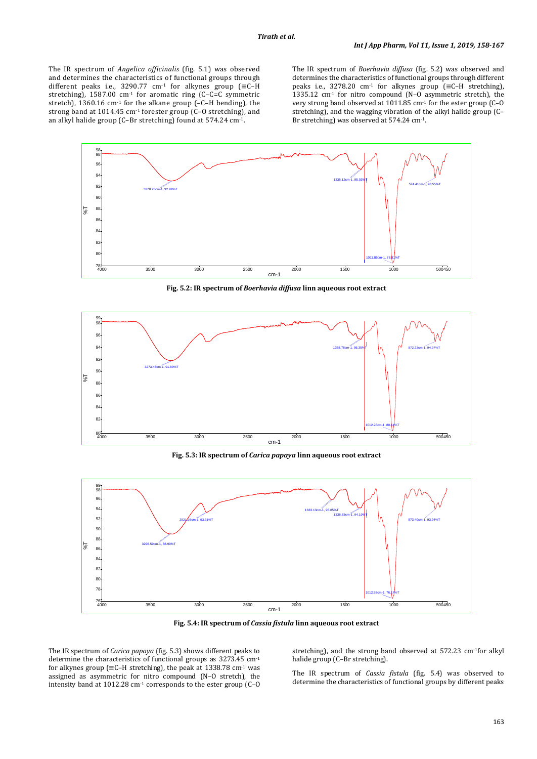The IR spectrum of *Angelica officinalis* (fig. 5.1) was observed and determines the characteristics of functional groups through different peaks i.e., 3290.77 $cm^{-1}$ for alkynes group (≡C–H stretching), 1587.00 $cm^{-1}$ for aromatic ring (C–C=C symmetric stretch), 1360.16 $cm^{-1}$ for the alkane group (–C–H bending), the strong band at 1014.45 $cm^{-1}$ forester group (C–O stretching), and an alkyl halide group (C–Br stretching) found at 574.24 $cm^{-1}$.

The IR spectrum of *Boerhavia diffusa* (fig. 5.2) was observed and determines the characteristics of functional groups through different peaks i.e., 3278.20 $cm^{-1}$ for alkynes group (≡C–H stretching), 1335.12 $cm^{-1}$ for nitro compound (N–O asymmetric stretch), the very strong band observed at 1011.85 $cm^{-1}$ for the ester group (C–O stretching), and the wagging vibration of the alkyl halide group (C–Br stretching) was observed at 574.24 $cm^{-1}$.

**Fig. 5.2: IR spectrum of *Boerhavia diffusa* linn aqueous root extract**

**Fig. 5.3: IR spectrum of *Carica papaya* linn aqueous root extract**

**Fig. 5.4: IR spectrum of *Cassia fistula* linn aqueous root extract**

The IR spectrum of *Carica papaya* (fig. 5.3) shows different peaks to determine the characteristics of functional groups as 3273.45 $cm^{-1}$ for alkynes group (≡C–H stretching), the peak at 1338.78 $cm^{-1}$ was assigned as asymmetric for nitro compound (N–O stretch), the intensity band at 1012.28 $cm^{-1}$ corresponds to the ester group (C–O stretching), and the strong band observed at 572.23 $cm^{-1}$for alkyl halide group (C–Br stretching).

The IR spectrum of *Cassia fistula* (fig. 5.4) was observed to determine the characteristics of functional groups by different peaks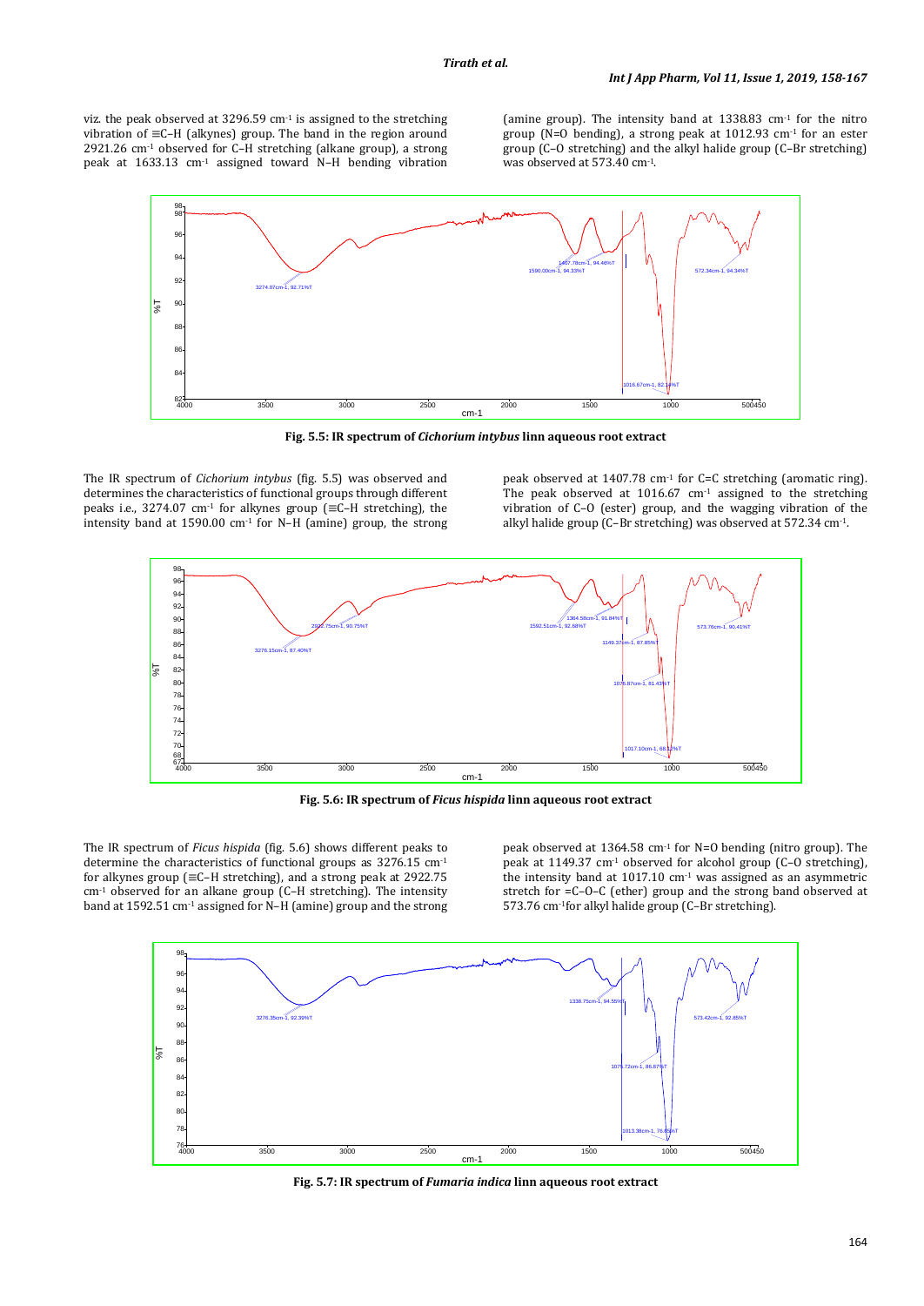viz. the peak observed at 3296.59 cm$^{-1}$ is assigned to the stretching vibration of ≡C–H (alkynes) group. The band in the region around 2921.26 cm$^{-1}$ observed for C–H stretching (alkane group), a strong peak at 1633.13 cm$^{-1}$ assigned toward N–H bending vibration (amine group). The intensity band at 1338.83 cm$^{-1}$ for the nitro group (N=O bending), a strong peak at 1012.93 cm$^{-1}$ for an ester group (C–O stretching) and the alkyl halide group (C–Br stretching) was observed at 573.40 cm$^{-1}$.

**Fig. 5.5: IR spectrum of *Cichorium intybus* linn aqueous root extract**

The IR spectrum of *Cichorium intybus* (fig. 5.5) was observed and determines the characteristics of functional groups through different peaks i.e., 3274.07 cm$^{-1}$ for alkynes group (≡C–H stretching), the intensity band at 1590.00 cm$^{-1}$ for N–H (amine) group, the strong peak observed at 1407.78 cm$^{-1}$ for C=C stretching (aromatic ring). The peak observed at 1016.67 cm$^{-1}$ assigned to the stretching vibration of C–O (ester) group, and the wagging vibration of the alkyl halide group (C–Br stretching) was observed at 572.34 cm$^{-1}$.

**Fig. 5.6: IR spectrum of *Ficus hispida* linn aqueous root extract**

The IR spectrum of *Ficus hispida* (fig. 5.6) shows different peaks to determine the characteristics of functional groups as 3276.15 cm$^{-1}$ for alkynes group (≡C–H stretching), and a strong peak at 2922.75 cm$^{-1}$ observed for an alkane group (C–H stretching). The intensity band at 1592.51 cm$^{-1}$ assigned for N–H (amine) group and the strong peak observed at 1364.58 cm$^{-1}$ for N=O bending (nitro group). The peak at 1149.37 cm$^{-1}$ observed for alcohol group (C–O stretching), the intensity band at 1017.10 cm$^{-1}$ was assigned as an asymmetric stretch for =C–O–C (ether) group and the strong band observed at 573.76 cm$^{-1}$for alkyl halide group (C–Br stretching).

**Fig. 5.7: IR spectrum of *Fumaria indica* linn aqueous root extract**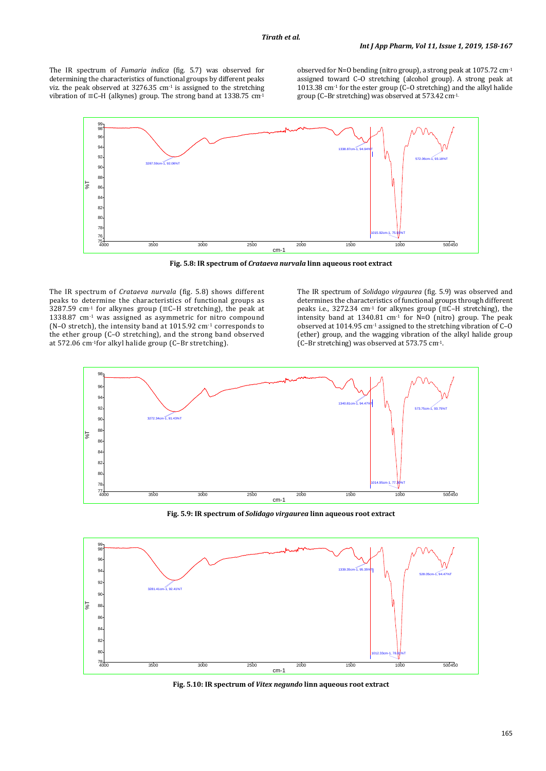The IR spectrum of *Fumaria indica* (fig. 5.7) was observed for determining the characteristics of functional groups by different peaks viz. the peak observed at 3276.35 $cm^{-1}$ is assigned to the stretching vibration of ≡C–H (alkynes) group. The strong band at 1338.75 $cm^{-1}$ observed for N=O bending (nitro group), a strong peak at 1075.72 $cm^{-1}$ assigned toward C–O stretching (alcohol group). A strong peak at 1013.38 $cm^{-1}$ for the ester group (C–O stretching) and the alkyl halide group (C–Br stretching) was observed at 573.42 $cm^{-1}$.

**Fig. 5.8: IR spectrum of *Crataeva nurvala* linn aqueous root extract**

The IR spectrum of *Crataeva nurvala* (fig. 5.8) shows different peaks to determine the characteristics of functional groups as 3287.59 $cm^{-1}$ for alkynes group (≡C–H stretching), the peak at 1338.87 $cm^{-1}$ was assigned as asymmetric for nitro compound (N–O stretch), the intensity band at 1015.92 $cm^{-1}$ corresponds to the ether group (C–O stretching), and the strong band observed at 572.06 $cm^{-1}$for alkyl halide group (C–Br stretching).

The IR spectrum of *Solidago virgaurea* (fig. 5.9) was observed and determines the characteristics of functional groups through different peaks i.e., 3272.34 $cm^{-1}$ for alkynes group (≡C–H stretching), the intensity band at 1340.81 $cm^{-1}$ for N=O (nitro) group. The peak observed at 1014.95 $cm^{-1}$ assigned to the stretching vibration of C–O (ether) group, and the wagging vibration of the alkyl halide group (C–Br stretching) was observed at 573.75 $cm^{-1}$.

**Fig. 5.9: IR spectrum of *Solidago virgaurea* linn aqueous root extract**

**Fig. 5.10: IR spectrum of *Vitex negundo* linn aqueous root extract**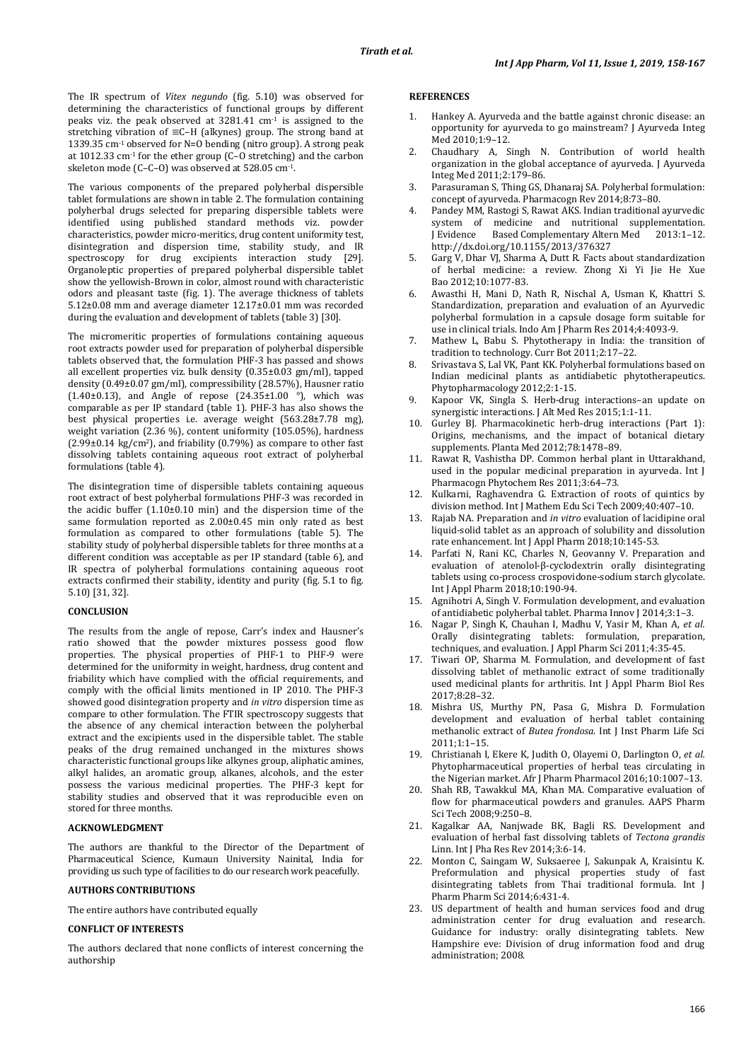The IR spectrum of *Vitex negundo* (fig. 5.10) was observed for determining the characteristics of functional groups by different peaks viz. the peak observed at 3281.41 $cm^{-1}$ is assigned to the stretching vibration of ≡C–H (alkynes) group. The strong band at 1339.35 $cm^{-1}$ observed for N=O bending (nitro group). A strong peak at 1012.33 $cm^{-1}$ for the ether group (C–O stretching) and the carbon skeleton mode (C–C–O) was observed at 528.05 $cm^{-1}$.

The various components of the prepared polyherbal dispersible tablet formulations are shown in table 2. The formulation containing polyherbal drugs selected for preparing dispersible tablets were identified using published standard methods viz. powder characteristics, powder micro-meritics, drug content uniformity test, disintegration and dispersion time, stability study, and IR spectroscopy for drug excipients interaction study [29]. Organoleptic properties of prepared polyherbal dispersible tablet show the yellowish-Brown in color, almost round with characteristic odors and pleasant taste (fig. 1). The average thickness of tablets 5.12±0.08 mm and average diameter 12.17±0.01 mm was recorded during the evaluation and development of tablets (table 3) [30].

The micromeritic properties of formulations containing aqueous root extracts powder used for preparation of polyherbal dispersible tablets observed that, the formulation PHF-3 has passed and shows all excellent properties viz. bulk density (0.35±0.03 gm/ml), tapped density (0.49±0.07 gm/ml), compressibility (28.57%), Hausner ratio (1.40±0.13), and Angle of repose (24.35±1.00 °), which was comparable as per IP standard (table 1). PHF-3 has also shows the best physical properties i.e. average weight (563.28±7.78 mg), weight variation (2.36 %), content uniformity (105.05%), hardness (2.99±0.14 kg/$cm^2$), and friability (0.79%) as compare to other fast dissolving tablets containing aqueous root extract of polyherbal formulations (table 4).

The disintegration time of dispersible tablets containing aqueous root extract of best polyherbal formulations PHF-3 was recorded in the acidic buffer (1.10±0.10 min) and the dispersion time of the same formulation reported as 2.00±0.45 min only rated as best formulation as compared to other formulations (table 5). The stability study of polyherbal dispersible tablets for three months at a different condition was acceptable as per IP standard (table 6), and IR spectra of polyherbal formulations containing aqueous root extracts confirmed their stability, identity and purity (fig. 5.1 to fig. 5.10) [31, 32].

## CONCLUSION

The results from the angle of repose, Carr's index and Hausner's ratio showed that the powder mixtures possess good flow properties. The physical properties of PHF-1 to PHF-9 were determined for the uniformity in weight, hardness, drug content and friability which have complied with the official requirements, and comply with the official limits mentioned in IP 2010. The PHF-3 showed good disintegration property and *in vitro* dispersion time as compare to other formulation. The FTIR spectroscopy suggests that the absence of any chemical interaction between the polyherbal extract and the excipients used in the dispersible tablet. The stable peaks of the drug remained unchanged in the mixtures shows characteristic functional groups like alkynes group, aliphatic amines, alkyl halides, an aromatic group, alkanes, alcohols, and the ester possess the various medicinal properties. The PHF-3 kept for stability studies and observed that it was reproducible even on stored for three months.

## ACKNOWLEDGMENT

The authors are thankful to the Director of the Department of Pharmaceutical Science, Kumaun University Nainital, India for providing us such type of facilities to do our research work peacefully.

## AUTHORS CONTRIBUTIONS

The entire authors have contributed equally

## CONFLICT OF INTERESTS

The authors declared that none conflicts of interest concerning the authorship

## REFERENCES

1. Hankey A. Ayurveda and the battle against chronic disease: an opportunity for ayurveda to go mainstream? J Ayurveda Integ Med 2010;1:9–12.
2. Chaudhary A, Singh N. Contribution of world health organization in the global acceptance of ayurveda. J Ayurveda Integ Med 2011;2:179–86.
3. Parasuraman S, Thing GS, Dhanaraj SA. Polyherbal formulation: concept of ayurveda. Pharmacogn Rev 2014;8:73–80.
4. Pandey MM, Rastogi S, Rawat AKS. Indian traditional ayurvedic system of medicine and nutritional supplementation. J Evidence Based Complementary Altern Med 2013:1–12. http://dx.doi.org/10.1155/2013/376327
5. Garg V, Dhar VJ, Sharma A, Dutt R. Facts about standardization of herbal medicine: a review. Zhong Xi Yi Jie He Xue Bao 2012;10:1077-83.
6. Awasthi H, Mani D, Nath R, Nischal A, Usman K, Khattri S. Standardization, preparation and evaluation of an Ayurvedic polyherbal formulation in a capsule dosage form suitable for use in clinical trials. Indo Am J Pharm Res 2014;4:4093-9.
7. Mathew L, Babu S. Phytotherapy in India: the transition of tradition to technology. Curr Bot 2011;2:17–22.
8. Srivastava S, Lal VK, Pant KK. Polyherbal formulations based on Indian medicinal plants as antidiabetic phytotherapeutics. Phytopharmacology 2012;2:1-15.
9. Kapoor VK, Singla S. Herb-drug interactions–an update on synergistic interactions. J Alt Med Res 2015;1:1-11.
10. Gurley BJ. Pharmacokinetic herb-drug interactions (Part 1): Origins, mechanisms, and the impact of botanical dietary supplements. Planta Med 2012;78:1478–89.
11. Rawat R, Vashistha DP. Common herbal plant in Uttarakhand, used in the popular medicinal preparation in ayurveda. Int J Pharmacogn Phytochem Res 2011;3:64–73.
12. Kulkarni, Raghavendra G. Extraction of roots of quintics by division method. Int J Mathem Edu Sci Tech 2009;40:407–10.
13. Rajab NA. Preparation and *in vitro* evaluation of lacidipine oral liquid-solid tablet as an approach of solubility and dissolution rate enhancement. Int J Appl Pharm 2018;10:145-53.
14. Parfati N, Rani KC, Charles N, Geovanny V. Preparation and evaluation of atenolol-β-cyclodextrin orally disintegrating tablets using co-process crospovidone-sodium starch glycolate. Int J Appl Pharm 2018;10:190-94.
15. Agnihotri A, Singh V. Formulation development, and evaluation of antidiabetic polyherbal tablet. Pharma Innov J 2014;3:1–3.
16. Nagar P, Singh K, Chauhan I, Madhu V, Yasir M, Khan A, *et al*. Orally disintegrating tablets: formulation, preparation, techniques, and evaluation. J Appl Pharm Sci 2011;4:35-45.
17. Tiwari OP, Sharma M. Formulation, and development of fast dissolving tablet of methanolic extract of some traditionally used medicinal plants for arthritis. Int J Appl Pharm Biol Res 2017;8:28–32.
18. Mishra US, Murthy PN, Pasa G, Mishra D. Formulation development and evaluation of herbal tablet containing methanolic extract of *Butea frondosa*. Int J Inst Pharm Life Sci 2011;1:1–15.
19. Christianah I, Ekere K, Judith O, Olayemi O, Darlington O, *et al*. Phytopharmaceutical properties of herbal teas circulating in the Nigerian market. Afr J Pharm Pharmacol 2016;10:1007–13.
20. Shah RB, Tawakkul MA, Khan MA. Comparative evaluation of flow for pharmaceutical powders and granules. AAPS Pharm Sci Tech 2008;9:250–8.
21. Kagalkar AA, Nanjwade BK, Bagli RS. Development and evaluation of herbal fast dissolving tablets of *Tectona grandis* Linn. Int J Pha Res Rev 2014;3:6-14.
22. Monton C, Saingam W, Suksaeree J, Sakunpak A, Kraisintu K. Preformulation and physical properties study of fast disintegrating tablets from Thai traditional formula. Int J Pharm Pharm Sci 2014;6:431-4.
23. US department of health and human services food and drug administration center for drug evaluation and research. Guidance for industry: orally disintegrating tablets. New Hampshire eve: Division of drug information food and drug administration; 2008.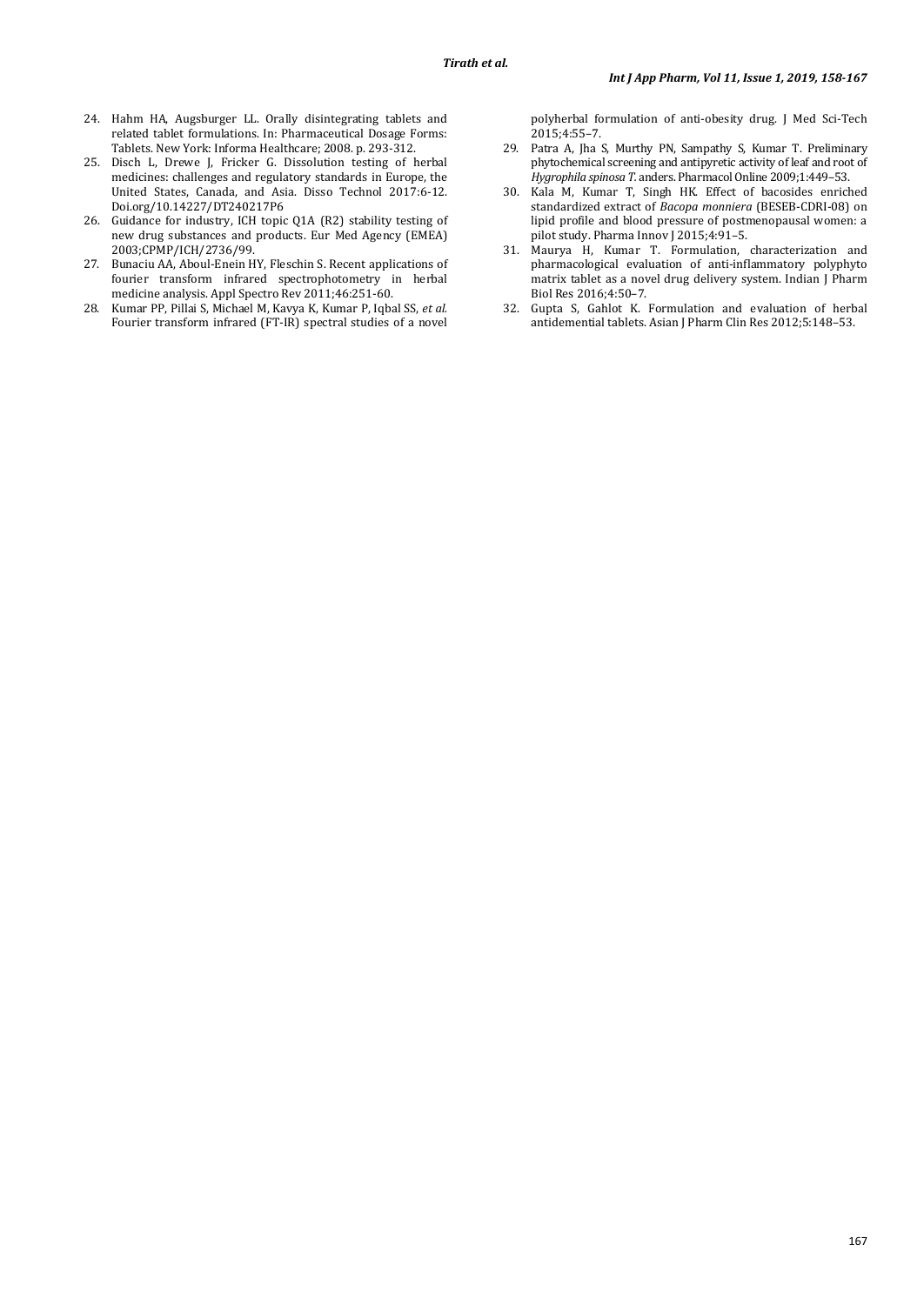24. Hahm HA, Augsburger LL. Orally disintegrating tablets and related tablet formulations. In: Pharmaceutical Dosage Forms: Tablets. New York: Informa Healthcare; 2008. p. 293-312.
25. Disch L, Drewe J, Fricker G. Dissolution testing of herbal medicines: challenges and regulatory standards in Europe, the United States, Canada, and Asia. Disso Technol 2017:6-12. Doi.org/10.14227/DT240217P6
26. Guidance for industry, ICH topic Q1A (R2) stability testing of new drug substances and products. Eur Med Agency (EMEA) 2003;CPMP/ICH/2736/99.
27. Bunaciu AA, Aboul-Enein HY, Fleschin S. Recent applications of fourier transform infrared spectrophotometry in herbal medicine analysis. Appl Spectro Rev 2011;46:251-60.
28. Kumar PP, Pillai S, Michael M, Kavya K, Kumar P, Iqbal SS, *et al.* Fourier transform infrared (FT-IR) spectral studies of a novel polyherbal formulation of anti-obesity drug. J Med Sci-Tech 2015;4:55–7.
29. Patra A, Jha S, Murthy PN, Sampathy S, Kumar T. Preliminary phytochemical screening and antipyretic activity of leaf and root of *Hygrophila spinosa T.* anders. Pharmacol Online 2009;1:449–53.
30. Kala M, Kumar T, Singh HK. Effect of bacosides enriched standardized extract of *Bacopa monniera* (BESEB-CDRI-08) on lipid profile and blood pressure of postmenopausal women: a pilot study. Pharma Innov J 2015;4:91–5.
31. Maurya H, Kumar T. Formulation, characterization and pharmacological evaluation of anti-inflammatory polyphyto matrix tablet as a novel drug delivery system. Indian J Pharm Biol Res 2016;4:50–7.
32. Gupta S, Gahlot K. Formulation and evaluation of herbal antidemential tablets. Asian J Pharm Clin Res 2012;5:148–53.